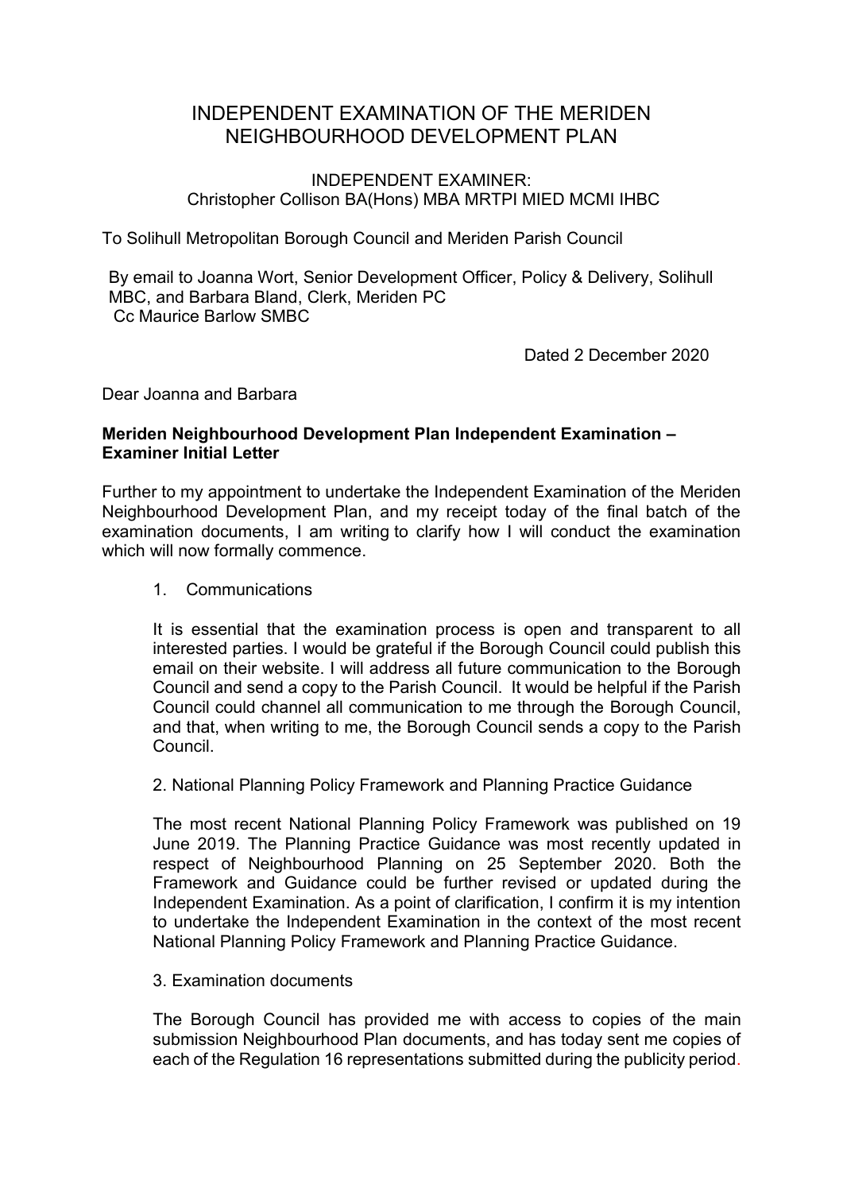# INDEPENDENT EXAMINATION OF THE MERIDEN NEIGHBOURHOOD DEVELOPMENT PLAN

INDEPENDENT EXAMINER:
Christopher Collison BA(Hons) MBA MRTPI MIED MCMI IHBC

To Solihull Metropolitan Borough Council and Meriden Parish Council

By email to Joanna Wort, Senior Development Officer, Policy & Delivery, Solihull MBC, and Barbara Bland, Clerk, Meriden PC
Cc Maurice Barlow SMBC

Dated 2 December 2020

Dear Joanna and Barbara

**Meriden Neighbourhood Development Plan Independent Examination – Examiner Initial Letter**

Further to my appointment to undertake the Independent Examination of the Meriden Neighbourhood Development Plan, and my receipt today of the final batch of the examination documents, I am writing to clarify how I will conduct the examination which will now formally commence.

1. Communications

It is essential that the examination process is open and transparent to all interested parties. I would be grateful if the Borough Council could publish this email on their website. I will address all future communication to the Borough Council and send a copy to the Parish Council. It would be helpful if the Parish Council could channel all communication to me through the Borough Council, and that, when writing to me, the Borough Council sends a copy to the Parish Council.

2. National Planning Policy Framework and Planning Practice Guidance

The most recent National Planning Policy Framework was published on 19 June 2019. The Planning Practice Guidance was most recently updated in respect of Neighbourhood Planning on 25 September 2020. Both the Framework and Guidance could be further revised or updated during the Independent Examination. As a point of clarification, I confirm it is my intention to undertake the Independent Examination in the context of the most recent National Planning Policy Framework and Planning Practice Guidance.

3. Examination documents

The Borough Council has provided me with access to copies of the main submission Neighbourhood Plan documents, and has today sent me copies of each of the Regulation 16 representations submitted during the publicity period.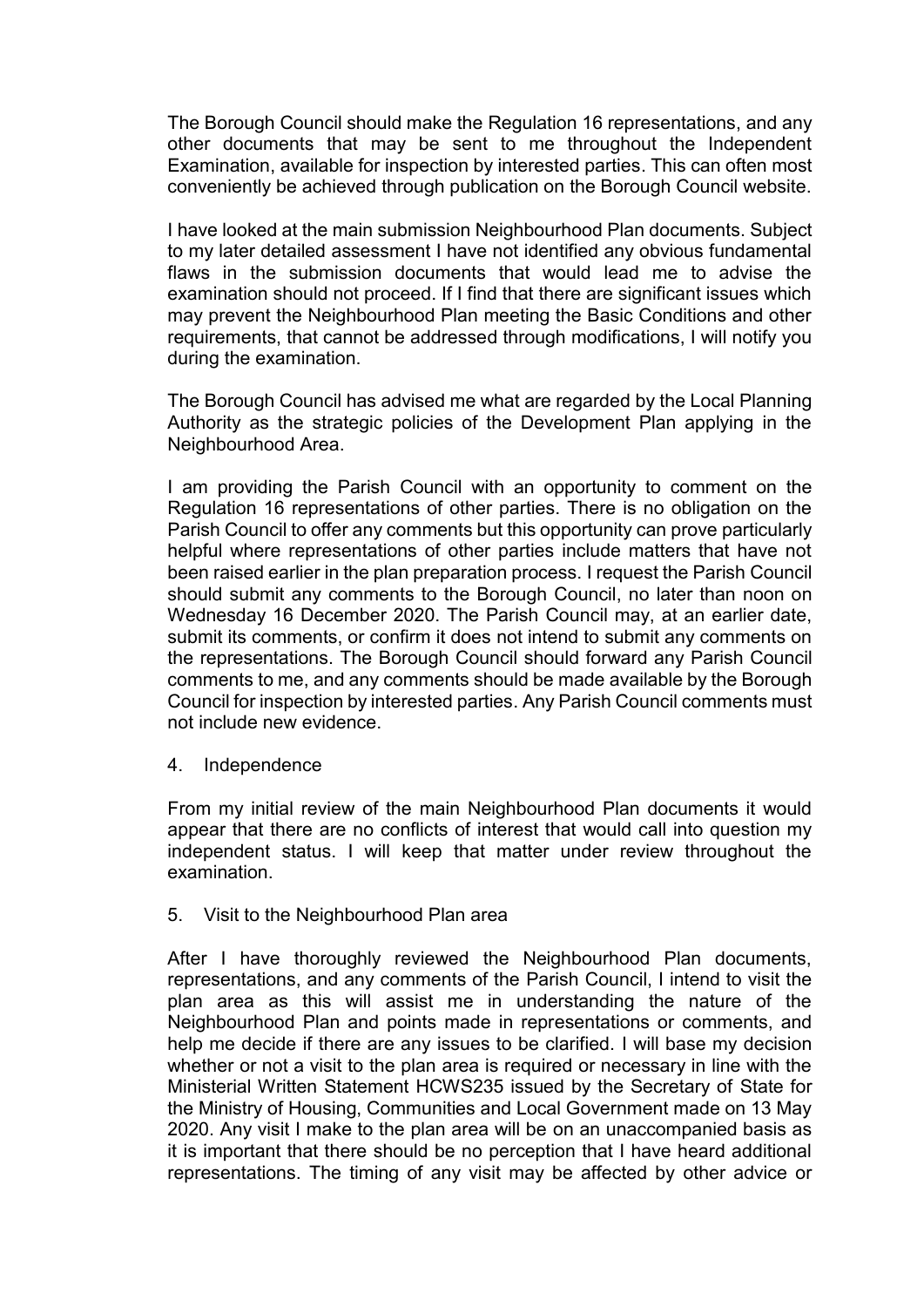The Borough Council should make the Regulation 16 representations, and any other documents that may be sent to me throughout the Independent Examination, available for inspection by interested parties. This can often most conveniently be achieved through publication on the Borough Council website.

I have looked at the main submission Neighbourhood Plan documents. Subject to my later detailed assessment I have not identified any obvious fundamental flaws in the submission documents that would lead me to advise the examination should not proceed. If I find that there are significant issues which may prevent the Neighbourhood Plan meeting the Basic Conditions and other requirements, that cannot be addressed through modifications, I will notify you during the examination.

The Borough Council has advised me what are regarded by the Local Planning Authority as the strategic policies of the Development Plan applying in the Neighbourhood Area.

I am providing the Parish Council with an opportunity to comment on the Regulation 16 representations of other parties. There is no obligation on the Parish Council to offer any comments but this opportunity can prove particularly helpful where representations of other parties include matters that have not been raised earlier in the plan preparation process. I request the Parish Council should submit any comments to the Borough Council, no later than noon on Wednesday 16 December 2020. The Parish Council may, at an earlier date, submit its comments, or confirm it does not intend to submit any comments on the representations. The Borough Council should forward any Parish Council comments to me, and any comments should be made available by the Borough Council for inspection by interested parties. Any Parish Council comments must not include new evidence.

4. Independence

From my initial review of the main Neighbourhood Plan documents it would appear that there are no conflicts of interest that would call into question my independent status. I will keep that matter under review throughout the examination.

5. Visit to the Neighbourhood Plan area

After I have thoroughly reviewed the Neighbourhood Plan documents, representations, and any comments of the Parish Council, I intend to visit the plan area as this will assist me in understanding the nature of the Neighbourhood Plan and points made in representations or comments, and help me decide if there are any issues to be clarified. I will base my decision whether or not a visit to the plan area is required or necessary in line with the Ministerial Written Statement HCWS235 issued by the Secretary of State for the Ministry of Housing, Communities and Local Government made on 13 May 2020. Any visit I make to the plan area will be on an unaccompanied basis as it is important that there should be no perception that I have heard additional representations. The timing of any visit may be affected by other advice or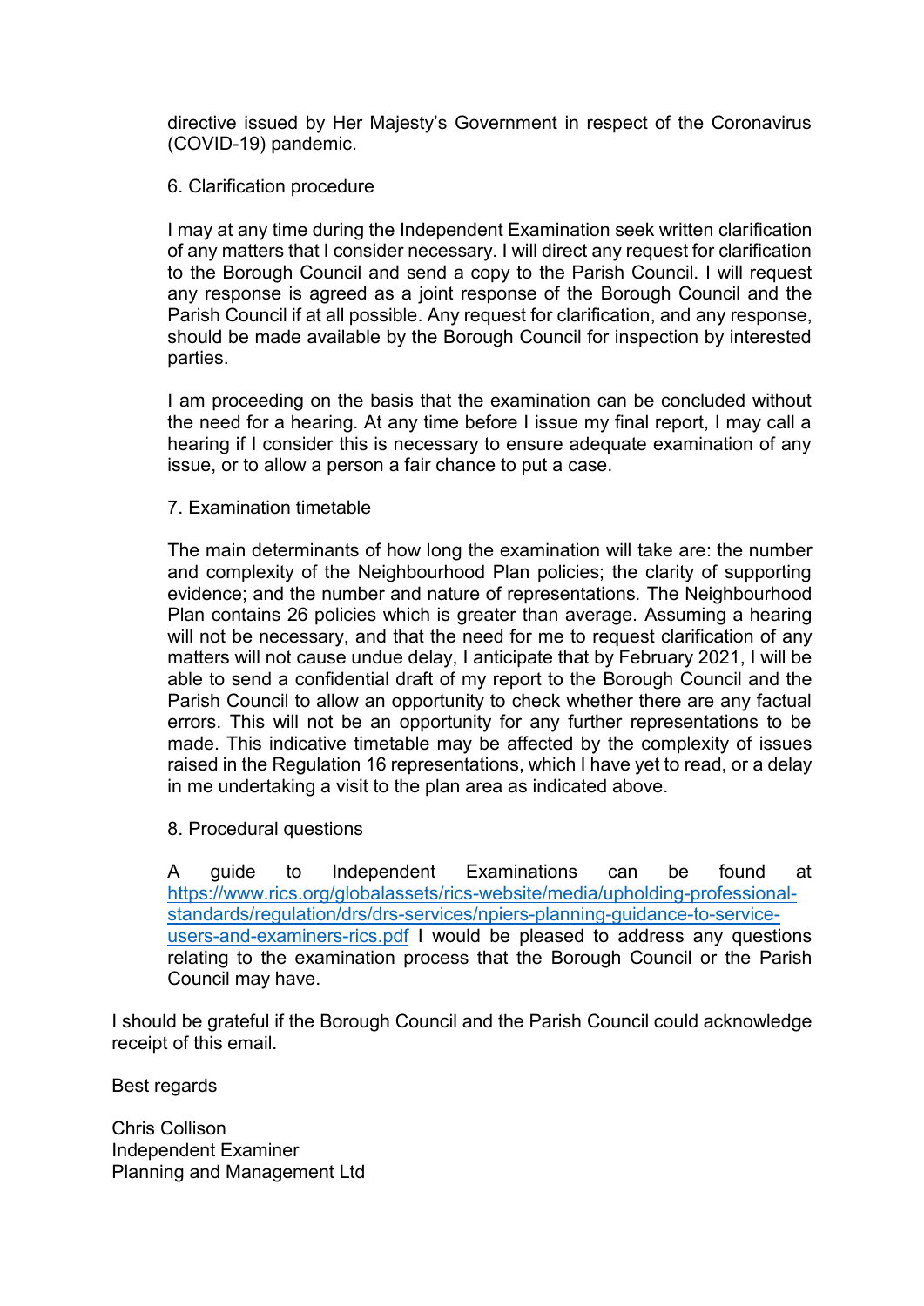directive issued by Her Majesty's Government in respect of the Coronavirus (COVID-19) pandemic.

6. Clarification procedure

I may at any time during the Independent Examination seek written clarification of any matters that I consider necessary. I will direct any request for clarification to the Borough Council and send a copy to the Parish Council. I will request any response is agreed as a joint response of the Borough Council and the Parish Council if at all possible. Any request for clarification, and any response, should be made available by the Borough Council for inspection by interested parties.

I am proceeding on the basis that the examination can be concluded without the need for a hearing. At any time before I issue my final report, I may call a hearing if I consider this is necessary to ensure adequate examination of any issue, or to allow a person a fair chance to put a case.

7. Examination timetable

The main determinants of how long the examination will take are: the number and complexity of the Neighbourhood Plan policies; the clarity of supporting evidence; and the number and nature of representations. The Neighbourhood Plan contains 26 policies which is greater than average. Assuming a hearing will not be necessary, and that the need for me to request clarification of any matters will not cause undue delay, I anticipate that by February 2021, I will be able to send a confidential draft of my report to the Borough Council and the Parish Council to allow an opportunity to check whether there are any factual errors. This will not be an opportunity for any further representations to be made. This indicative timetable may be affected by the complexity of issues raised in the Regulation 16 representations, which I have yet to read, or a delay in me undertaking a visit to the plan area as indicated above.

8. Procedural questions

A guide to Independent Examinations can be found at [https://www.rics.org/globalassets/rics-website/media/upholding-professional-standards/regulation/drs/drs-services/npiers-planning-guidance-to-service-users-and-examiners-rics.pdf](https://www.rics.org/globalassets/rics-website/media/upholding-professional-standards/regulation/drs/drs-services/npiers-planning-guidance-to-service-users-and-examiners-rics.pdf) I would be pleased to address any questions relating to the examination process that the Borough Council or the Parish Council may have.

I should be grateful if the Borough Council and the Parish Council could acknowledge receipt of this email.

Best regards

Chris Collison
Independent Examiner
Planning and Management Ltd